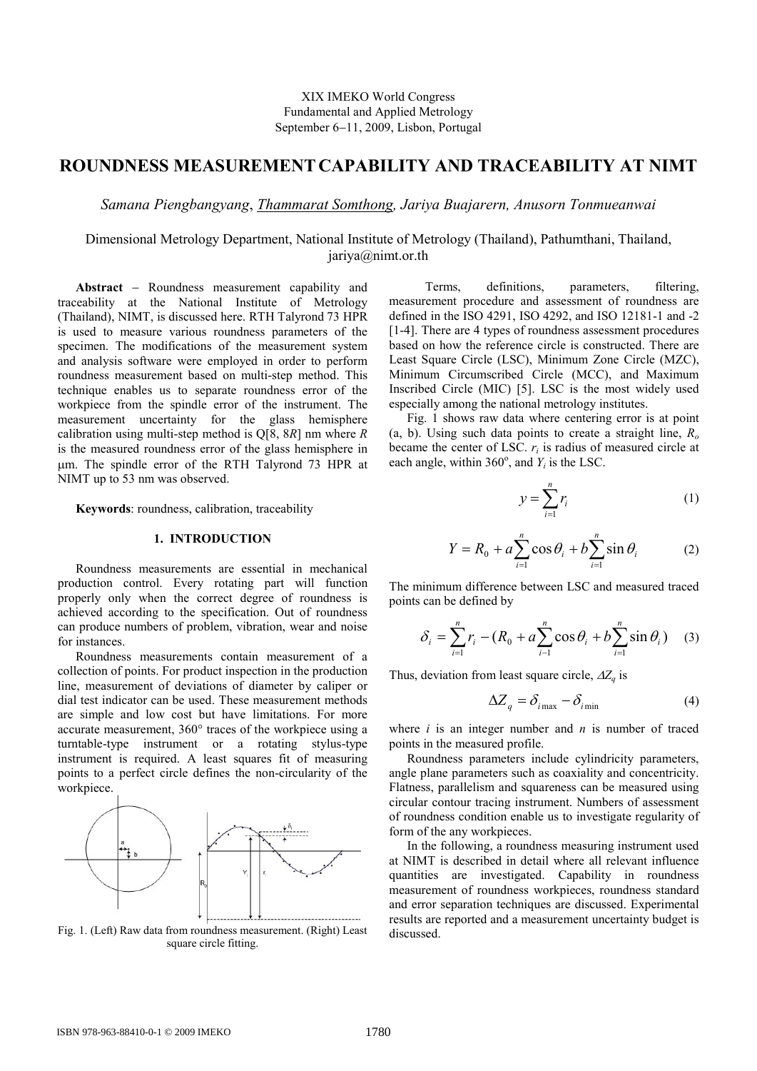XIX IMEKO World Congress
Fundamental and Applied Metrology
September 6−11, 2009, Lisbon, Portugal

# ROUNDNESS MEASUREMENT CAPABILITY AND TRACEABILITY AT NIMT

*Samana Piengbangyang*, *Thammarat Somthong, Jariya Buajarern, Anusorn Tonmueanwai*

Dimensional Metrology Department, National Institute of Metrology (Thailand), Pathumthani, Thailand, jariya@nimt.or.th

**Abstract** − Roundness measurement capability and traceability at the National Institute of Metrology (Thailand), NIMT, is discussed here. RTH Talyrond 73 HPR is used to measure various roundness parameters of the specimen. The modifications of the measurement system and analysis software were employed in order to perform roundness measurement based on multi-step method. This technique enables us to separate roundness error of the workpiece from the spindle error of the instrument. The measurement uncertainty for the glass hemisphere calibration using multi-step method is Q[8, 8*R*] nm where *R* is the measured roundness error of the glass hemisphere in μm. The spindle error of the RTH Talyrond 73 HPR at NIMT up to 53 nm was observed.

**Keywords**: roundness, calibration, traceability

## 1. INTRODUCTION

Roundness measurements are essential in mechanical production control. Every rotating part will function properly only when the correct degree of roundness is achieved according to the specification. Out of roundness can produce numbers of problem, vibration, wear and noise for instances.

Roundness measurements contain measurement of a collection of points. For product inspection in the production line, measurement of deviations of diameter by caliper or dial test indicator can be used. These measurement methods are simple and low cost but have limitations. For more accurate measurement, 360° traces of the workpiece using a turntable-type instrument or a rotating stylus-type instrument is required. A least squares fit of measuring points to a perfect circle defines the non-circularity of the workpiece.

Fig. 1. (Left) Raw data from roundness measurement. (Right) Least square circle fitting.

Terms, definitions, parameters, filtering, measurement procedure and assessment of roundness are defined in the ISO 4291, ISO 4292, and ISO 12181-1 and -2 [1-4]. There are 4 types of roundness assessment procedures based on how the reference circle is constructed. There are Least Square Circle (LSC), Minimum Zone Circle (MZC), Minimum Circumscribed Circle (MCC), and Maximum Inscribed Circle (MIC) [5]. LSC is the most widely used especially among the national metrology institutes.

Fig. 1 shows raw data where centering error is at point (a, b). Using such data points to create a straight line, $R_o$ became the center of LSC. $r_i$ is radius of measured circle at each angle, within 360$^o$, and $Y_i$ is the LSC.

$$y = \sum_{i=1}^{n} r_i \tag{1}$$

$$Y = R_0 + a\sum_{i=1}^{n}\cos\theta_i + b\sum_{i=1}^{n}\sin\theta_i \tag{2}$$

The minimum difference between LSC and measured traced points can be defined by

$$\delta_i = \sum_{i=1}^{n} r_i - (R_0 + a\sum_{i-1}^{n}\cos\theta_i + b\sum_{i=1}^{n}\sin\theta_i) \tag{3}$$

Thus, deviation from least square circle, $\Delta Z_q$ is

$$\Delta Z_q = \delta_{i\max} - \delta_{i\min} \tag{4}$$

where $i$ is an integer number and $n$ is number of traced points in the measured profile.

Roundness parameters include cylindricity parameters, angle plane parameters such as coaxiality and concentricity. Flatness, parallelism and squareness can be measured using circular contour tracing instrument. Numbers of assessment of roundness condition enable us to investigate regularity of form of the any workpieces.

In the following, a roundness measuring instrument used at NIMT is described in detail where all relevant influence quantities are investigated. Capability in roundness measurement of roundness workpieces, roundness standard and error separation techniques are discussed. Experimental results are reported and a measurement uncertainty budget is discussed.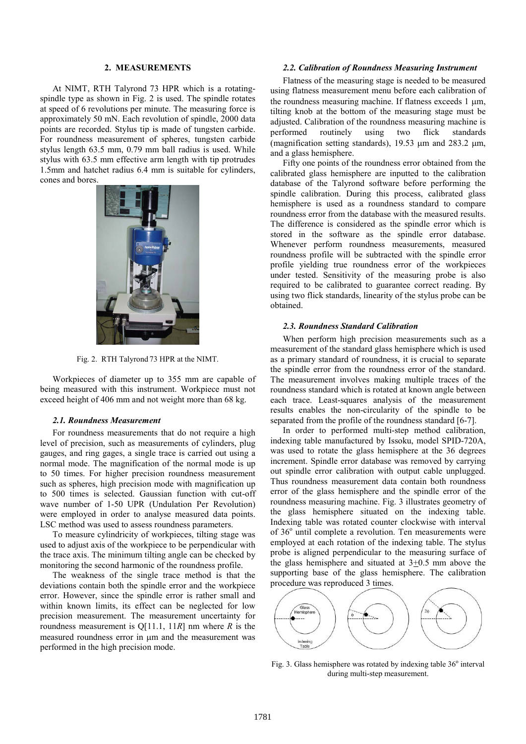## 2. MEASUREMENTS

At NIMT, RTH Talyrond 73 HPR which is a rotating-spindle type as shown in Fig. 2 is used. The spindle rotates at speed of 6 revolutions per minute. The measuring force is approximately 50 mN. Each revolution of spindle, 2000 data points are recorded. Stylus tip is made of tungsten carbide. For roundness measurement of spheres, tungsten carbide stylus length 63.5 mm, 0.79 mm ball radius is used. While stylus with 63.5 mm effective arm length with tip protrudes 1.5mm and hatchet radius 6.4 mm is suitable for cylinders, cones and bores.

Fig. 2. RTH Talyrond 73 HPR at the NIMT.

Workpieces of diameter up to 355 mm are capable of being measured with this instrument. Workpiece must not exceed height of 406 mm and not weight more than 68 kg.

### *2.1. Roundness Measurement*

For roundness measurements that do not require a high level of precision, such as measurements of cylinders, plug gauges, and ring gages, a single trace is carried out using a normal mode. The magnification of the normal mode is up to 50 times. For higher precision roundness measurement such as spheres, high precision mode with magnification up to 500 times is selected. Gaussian function with cut-off wave number of 1-50 UPR (Undulation Per Revolution) were employed in order to analyse measured data points. LSC method was used to assess roundness parameters.

To measure cylindricity of workpieces, tilting stage was used to adjust axis of the workpiece to be perpendicular with the trace axis. The minimum tilting angle can be checked by monitoring the second harmonic of the roundness profile.

The weakness of the single trace method is that the deviations contain both the spindle error and the workpiece error. However, since the spindle error is rather small and within known limits, its effect can be neglected for low precision measurement. The measurement uncertainty for roundness measurement is Q[11.1, 11$R$] nm where $R$ is the measured roundness error in μm and the measurement was performed in the high precision mode.

### *2.2. Calibration of Roundness Measuring Instrument*

Flatness of the measuring stage is needed to be measured using flatness measurement menu before each calibration of the roundness measuring machine. If flatness exceeds 1 μm, tilting knob at the bottom of the measuring stage must be adjusted. Calibration of the roundness measuring machine is performed routinely using two flick standards (magnification setting standards), 19.53 μm and 283.2 μm, and a glass hemisphere.

Fifty one points of the roundness error obtained from the calibrated glass hemisphere are inputted to the calibration database of the Talyrond software before performing the spindle calibration. During this process, calibrated glass hemisphere is used as a roundness standard to compare roundness error from the database with the measured results. The difference is considered as the spindle error which is stored in the software as the spindle error database. Whenever perform roundness measurements, measured roundness profile will be subtracted with the spindle error profile yielding true roundness error of the workpieces under tested. Sensitivity of the measuring probe is also required to be calibrated to guarantee correct reading. By using two flick standards, linearity of the stylus probe can be obtained.

### *2.3. Roundness Standard Calibration*

When perform high precision measurements such as a measurement of the standard glass hemisphere which is used as a primary standard of roundness, it is crucial to separate the spindle error from the roundness error of the standard. The measurement involves making multiple traces of the roundness standard which is rotated at known angle between each trace. Least-squares analysis of the measurement results enables the non-circularity of the spindle to be separated from the profile of the roundness standard [6-7].

In order to performed multi-step method calibration, indexing table manufactured by Issoku, model SPID-720A, was used to rotate the glass hemisphere at the 36 degrees increment. Spindle error database was removed by carrying out spindle error calibration with output cable unplugged. Thus roundness measurement data contain both roundness error of the glass hemisphere and the spindle error of the roundness measuring machine. Fig. 3 illustrates geometry of the glass hemisphere situated on the indexing table. Indexing table was rotated counter clockwise with interval of 36° until complete a revolution. Ten measurements were employed at each rotation of the indexing table. The stylus probe is aligned perpendicular to the measuring surface of the glass hemisphere and situated at $3 \pm 0.5$ mm above the supporting base of the glass hemisphere. The calibration procedure was reproduced 3 times.

Fig. 3. Glass hemisphere was rotated by indexing table 36° interval during multi-step measurement.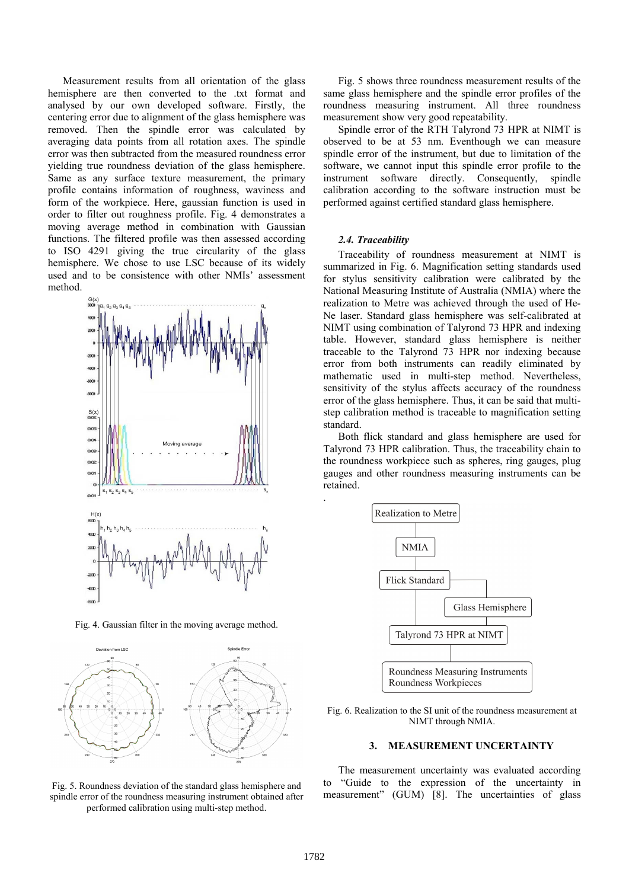Measurement results from all orientation of the glass hemisphere are then converted to the .txt format and analysed by our own developed software. Firstly, the centering error due to alignment of the glass hemisphere was removed. Then the spindle error was calculated by averaging data points from all rotation axes. The spindle error was then subtracted from the measured roundness error yielding true roundness deviation of the glass hemisphere. Same as any surface texture measurement, the primary profile contains information of roughness, waviness and form of the workpiece. Here, gaussian function is used in order to filter out roughness profile. Fig. 4 demonstrates a moving average method in combination with Gaussian functions. The filtered profile was then assessed according to ISO 4291 giving the true circularity of the glass hemisphere. We chose to use LSC because of its widely used and to be consistence with other NMIs' assessment method.

Fig. 4. Gaussian filter in the moving average method.

Fig. 5. Roundness deviation of the standard glass hemisphere and spindle error of the roundness measuring instrument obtained after performed calibration using multi-step method.

Fig. 5 shows three roundness measurement results of the same glass hemisphere and the spindle error profiles of the roundness measuring instrument. All three roundness measurement show very good repeatability.

Spindle error of the RTH Talyrond 73 HPR at NIMT is observed to be at 53 nm. Eventhough we can measure spindle error of the instrument, but due to limitation of the software, we cannot input this spindle error profile to the instrument software directly. Consequently, spindle calibration according to the software instruction must be performed against certified standard glass hemisphere.

### *2.4. Traceability*

Traceability of roundness measurement at NIMT is summarized in Fig. 6. Magnification setting standards used for stylus sensitivity calibration were calibrated by the National Measuring Institute of Australia (NMIA) where the realization to Metre was achieved through the used of He-Ne laser. Standard glass hemisphere was self-calibrated at NIMT using combination of Talyrond 73 HPR and indexing table. However, standard glass hemisphere is neither traceable to the Talyrond 73 HPR nor indexing because error from both instruments can readily eliminated by mathematic used in multi-step method. Nevertheless, sensitivity of the stylus affects accuracy of the roundness error of the glass hemisphere. Thus, it can be said that multi-step calibration method is traceable to magnification setting standard.

Both flick standard and glass hemisphere are used for Talyrond 73 HPR calibration. Thus, the traceability chain to the roundness workpiece such as spheres, ring gauges, plug gauges and other roundness measuring instruments can be retained.

.

Fig. 6. Realization to the SI unit of the roundness measurement at NIMT through NMIA.

## 3. MEASUREMENT UNCERTAINTY

The measurement uncertainty was evaluated according to "Guide to the expression of the uncertainty in measurement" (GUM) [8]. The uncertainties of glass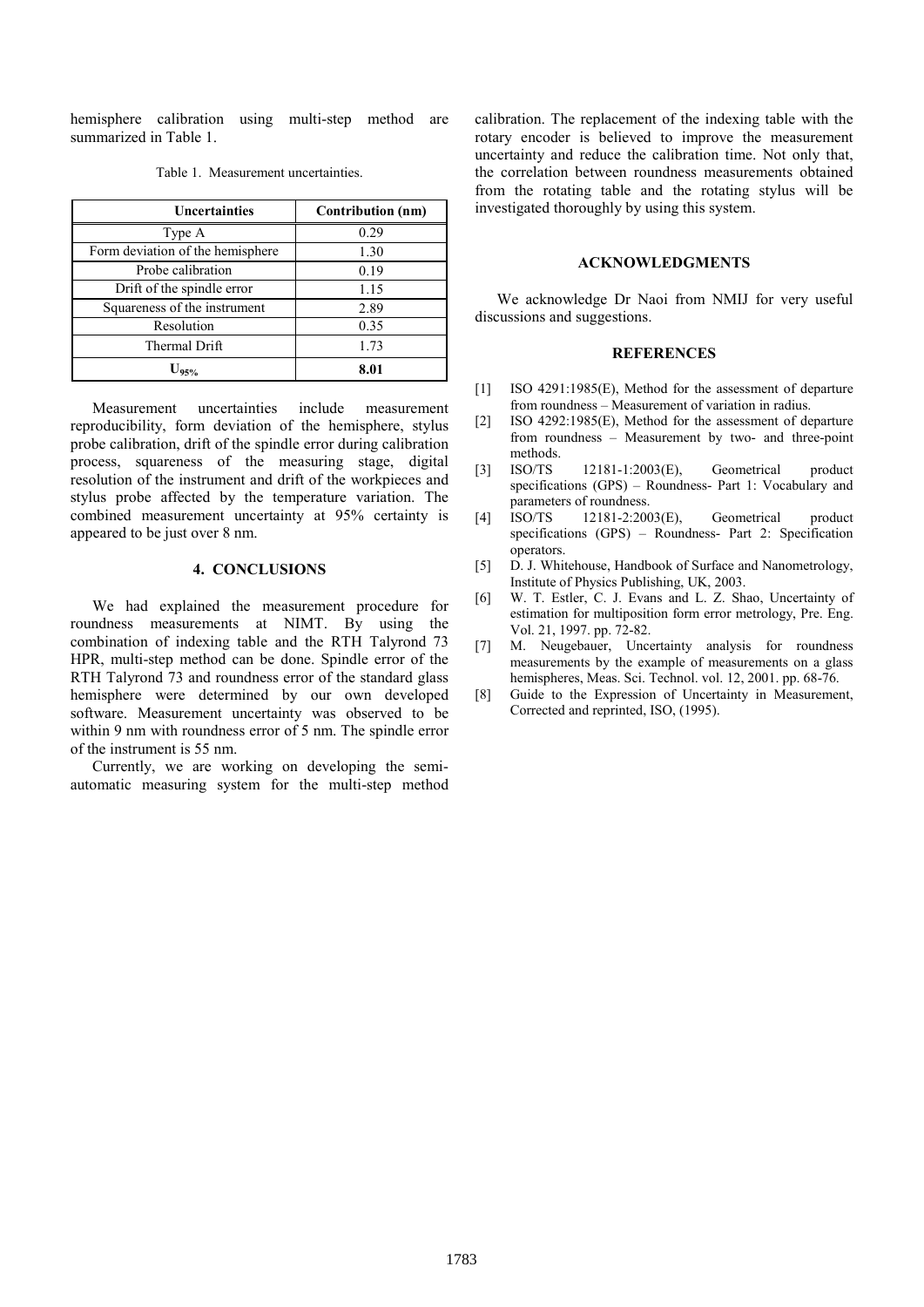hemisphere calibration using multi-step method are summarized in Table 1.

Table 1. Measurement uncertainties.

| Uncertainties | Contribution (nm) |
|---|---|
| Type A | 0.29 |
| Form deviation of the hemisphere | 1.30 |
| Probe calibration | 0.19 |
| Drift of the spindle error | 1.15 |
| Squareness of the instrument | 2.89 |
| Resolution | 0.35 |
| Thermal Drift | 1.73 |
| **$U_{95\%}$** | **8.01** |

Measurement uncertainties include measurement reproducibility, form deviation of the hemisphere, stylus probe calibration, drift of the spindle error during calibration process, squareness of the measuring stage, digital resolution of the instrument and drift of the workpieces and stylus probe affected by the temperature variation. The combined measurement uncertainty at 95% certainty is appeared to be just over 8 nm.

## 4. CONCLUSIONS

We had explained the measurement procedure for roundness measurements at NIMT. By using the combination of indexing table and the RTH Talyrond 73 HPR, multi-step method can be done. Spindle error of the RTH Talyrond 73 and roundness error of the standard glass hemisphere were determined by our own developed software. Measurement uncertainty was observed to be within 9 nm with roundness error of 5 nm. The spindle error of the instrument is 55 nm.

Currently, we are working on developing the semi-automatic measuring system for the multi-step method calibration. The replacement of the indexing table with the rotary encoder is believed to improve the measurement uncertainty and reduce the calibration time. Not only that, the correlation between roundness measurements obtained from the rotating table and the rotating stylus will be investigated thoroughly by using this system.

## ACKNOWLEDGMENTS

We acknowledge Dr Naoi from NMIJ for very useful discussions and suggestions.

## REFERENCES

[1] ISO 4291:1985(E), Method for the assessment of departure from roundness – Measurement of variation in radius.

[2] ISO 4292:1985(E), Method for the assessment of departure from roundness – Measurement by two- and three-point methods.

[3] ISO/TS 12181-1:2003(E), Geometrical product specifications (GPS) – Roundness- Part 1: Vocabulary and parameters of roundness.

[4] ISO/TS 12181-2:2003(E), Geometrical product specifications (GPS) – Roundness- Part 2: Specification operators.

[5] D. J. Whitehouse, Handbook of Surface and Nanometrology, Institute of Physics Publishing, UK, 2003.

[6] W. T. Estler, C. J. Evans and L. Z. Shao, Uncertainty of estimation for multiposition form error metrology, Pre. Eng. Vol. 21, 1997. pp. 72-82.

[7] M. Neugebauer, Uncertainty analysis for roundness measurements by the example of measurements on a glass hemispheres, Meas. Sci. Technol. vol. 12, 2001. pp. 68-76.

[8] Guide to the Expression of Uncertainty in Measurement, Corrected and reprinted, ISO, (1995).